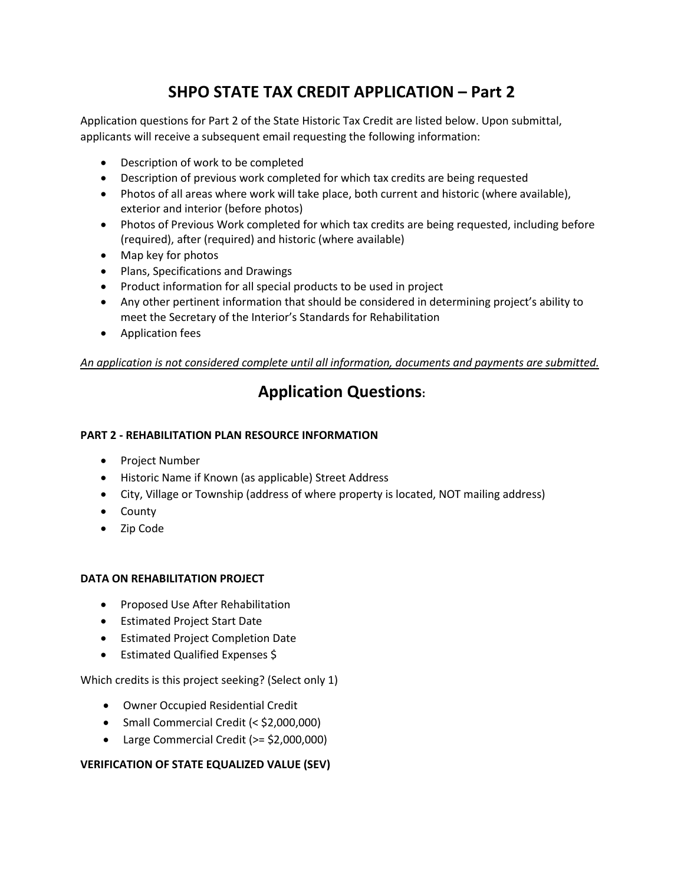# SHPO STATE TAX CREDIT APPLICATION – Part 2

Application questions for Part 2 of the State Historic Tax Credit are listed below. Upon submittal, applicants will receive a subsequent email requesting the following information:

- Description of work to be completed
- Description of previous work completed for which tax credits are being requested
- Photos of all areas where work will take place, both current and historic (where available), exterior and interior (before photos)
- Photos of Previous Work completed for which tax credits are being requested, including before (required), after (required) and historic (where available)
- Map key for photos
- Plans, Specifications and Drawings
- Product information for all special products to be used in project
- Any other pertinent information that should be considered in determining project's ability to meet the Secretary of the Interior's Standards for Rehabilitation
- Application fees

*<u>An application is not considered complete until all information, documents and payments are submitted.</u>*

## Application Questions:

**PART 2 - REHABILITATION PLAN RESOURCE INFORMATION**

- Project Number
- Historic Name if Known (as applicable) Street Address
- City, Village or Township (address of where property is located, NOT mailing address)
- County
- Zip Code

**DATA ON REHABILITATION PROJECT**

- Proposed Use After Rehabilitation
- Estimated Project Start Date
- Estimated Project Completion Date
- Estimated Qualified Expenses $

Which credits is this project seeking? (Select only 1)

- Owner Occupied Residential Credit
- Small Commercial Credit (< $2,000,000)
- Large Commercial Credit (>= $2,000,000)

**VERIFICATION OF STATE EQUALIZED VALUE (SEV)**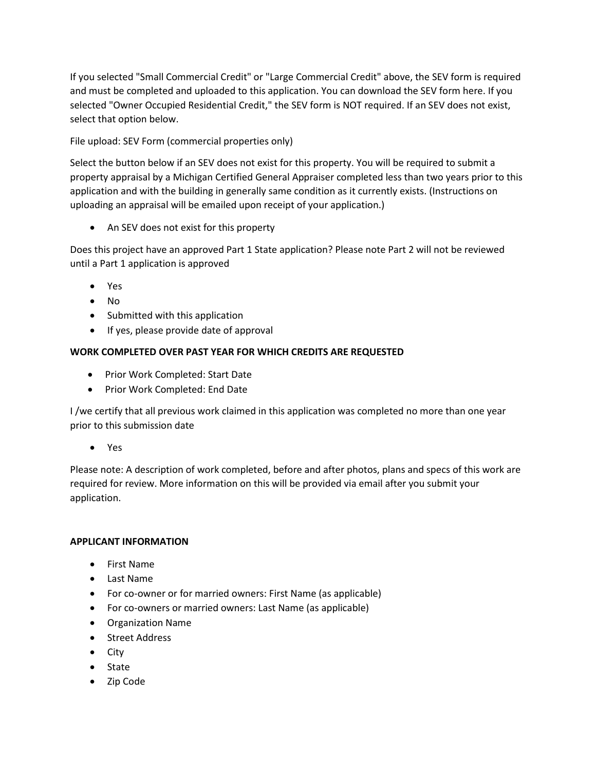If you selected "Small Commercial Credit" or "Large Commercial Credit" above, the SEV form is required and must be completed and uploaded to this application. You can download the SEV form here. If you selected "Owner Occupied Residential Credit," the SEV form is NOT required. If an SEV does not exist, select that option below.

File upload: SEV Form (commercial properties only)

Select the button below if an SEV does not exist for this property. You will be required to submit a property appraisal by a Michigan Certified General Appraiser completed less than two years prior to this application and with the building in generally same condition as it currently exists. (Instructions on uploading an appraisal will be emailed upon receipt of your application.)

- An SEV does not exist for this property

Does this project have an approved Part 1 State application? Please note Part 2 will not be reviewed until a Part 1 application is approved

- Yes
- No
- Submitted with this application
- If yes, please provide date of approval

**WORK COMPLETED OVER PAST YEAR FOR WHICH CREDITS ARE REQUESTED**

- Prior Work Completed: Start Date
- Prior Work Completed: End Date

I /we certify that all previous work claimed in this application was completed no more than one year prior to this submission date

- Yes

Please note: A description of work completed, before and after photos, plans and specs of this work are required for review. More information on this will be provided via email after you submit your application.

**APPLICANT INFORMATION**

- First Name
- Last Name
- For co-owner or for married owners: First Name (as applicable)
- For co-owners or married owners: Last Name (as applicable)
- Organization Name
- Street Address
- City
- State
- Zip Code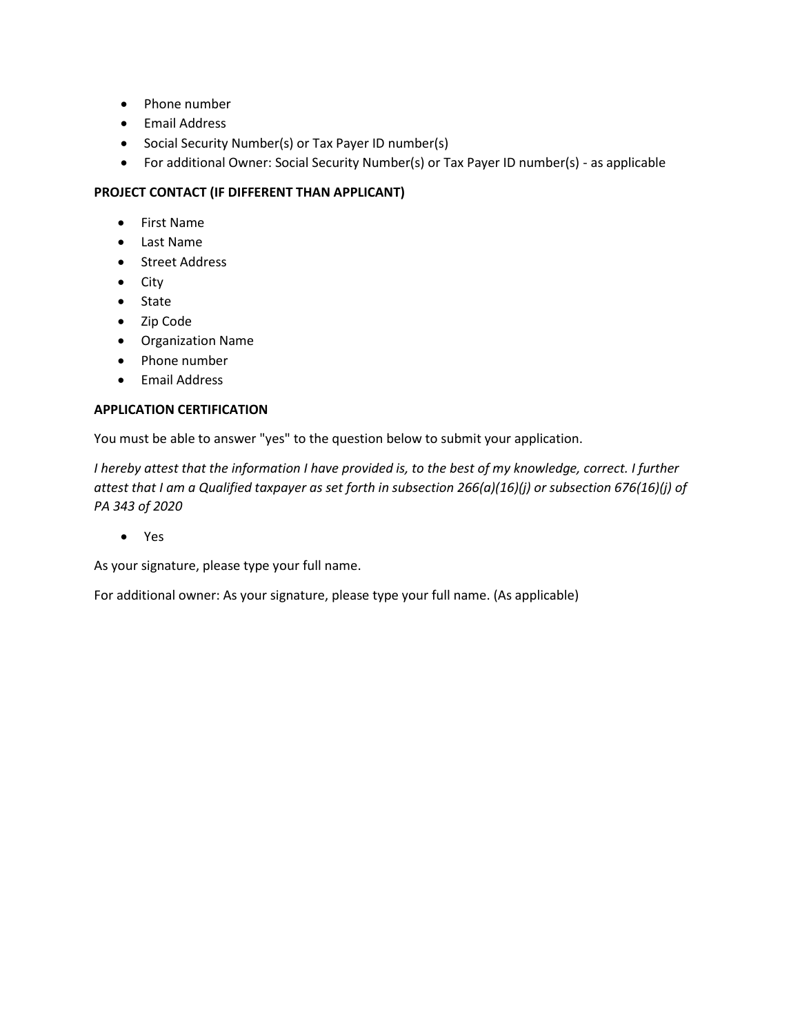- Phone number
- Email Address
- Social Security Number(s) or Tax Payer ID number(s)
- For additional Owner: Social Security Number(s) or Tax Payer ID number(s) - as applicable

**PROJECT CONTACT (IF DIFFERENT THAN APPLICANT)**

- First Name
- Last Name
- Street Address
- City
- State
- Zip Code
- Organization Name
- Phone number
- Email Address

**APPLICATION CERTIFICATION**

You must be able to answer "yes" to the question below to submit your application.

*I hereby attest that the information I have provided is, to the best of my knowledge, correct. I further attest that I am a Qualified taxpayer as set forth in subsection 266(a)(16)(j) or subsection 676(16)(j) of PA 343 of 2020*

- Yes

As your signature, please type your full name.

For additional owner: As your signature, please type your full name. (As applicable)